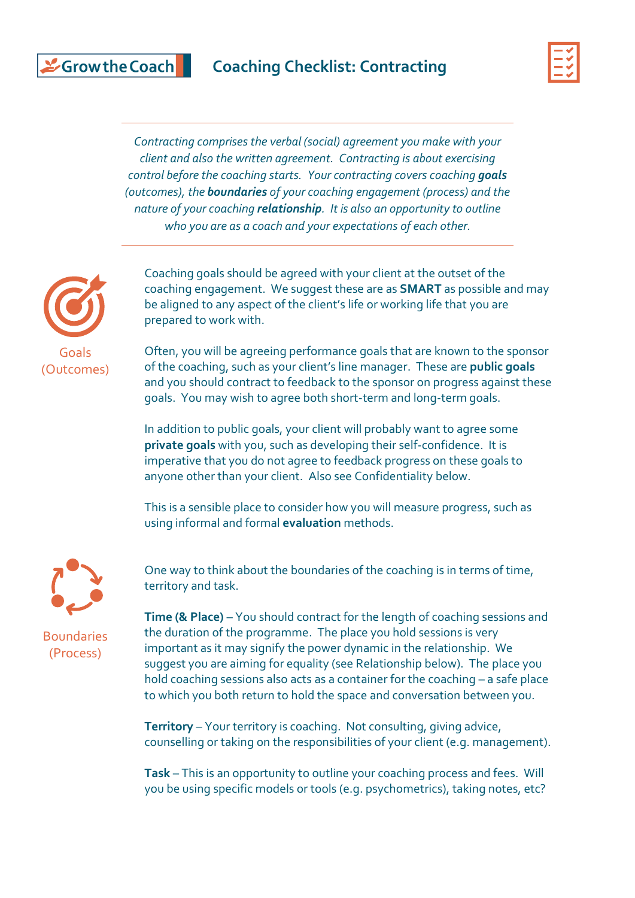Grow the Coach

# Coaching Checklist: Contracting

*Contracting comprises the verbal (social) agreement you make with your client and also the written agreement. Contracting is about exercising control before the coaching starts. Your contracting covers coaching **goals** (outcomes), the **boundaries** of your coaching engagement (process) and the nature of your coaching **relationship**. It is also an opportunity to outline who you are as a coach and your expectations of each other.*

## Goals (Outcomes)

Coaching goals should be agreed with your client at the outset of the coaching engagement. We suggest these are as **SMART** as possible and may be aligned to any aspect of the client's life or working life that you are prepared to work with.

Often, you will be agreeing performance goals that are known to the sponsor of the coaching, such as your client's line manager. These are **public goals** and you should contract to feedback to the sponsor on progress against these goals. You may wish to agree both short-term and long-term goals.

In addition to public goals, your client will probably want to agree some **private goals** with you, such as developing their self-confidence. It is imperative that you do not agree to feedback progress on these goals to anyone other than your client. Also see Confidentiality below.

This is a sensible place to consider how you will measure progress, such as using informal and formal **evaluation** methods.

## Boundaries (Process)

One way to think about the boundaries of the coaching is in terms of time, territory and task.

**Time (& Place)** – You should contract for the length of coaching sessions and the duration of the programme. The place you hold sessions is very important as it may signify the power dynamic in the relationship. We suggest you are aiming for equality (see Relationship below). The place you hold coaching sessions also acts as a container for the coaching – a safe place to which you both return to hold the space and conversation between you.

**Territory** – Your territory is coaching. Not consulting, giving advice, counselling or taking on the responsibilities of your client (e.g. management).

**Task** – This is an opportunity to outline your coaching process and fees. Will you be using specific models or tools (e.g. psychometrics), taking notes, etc?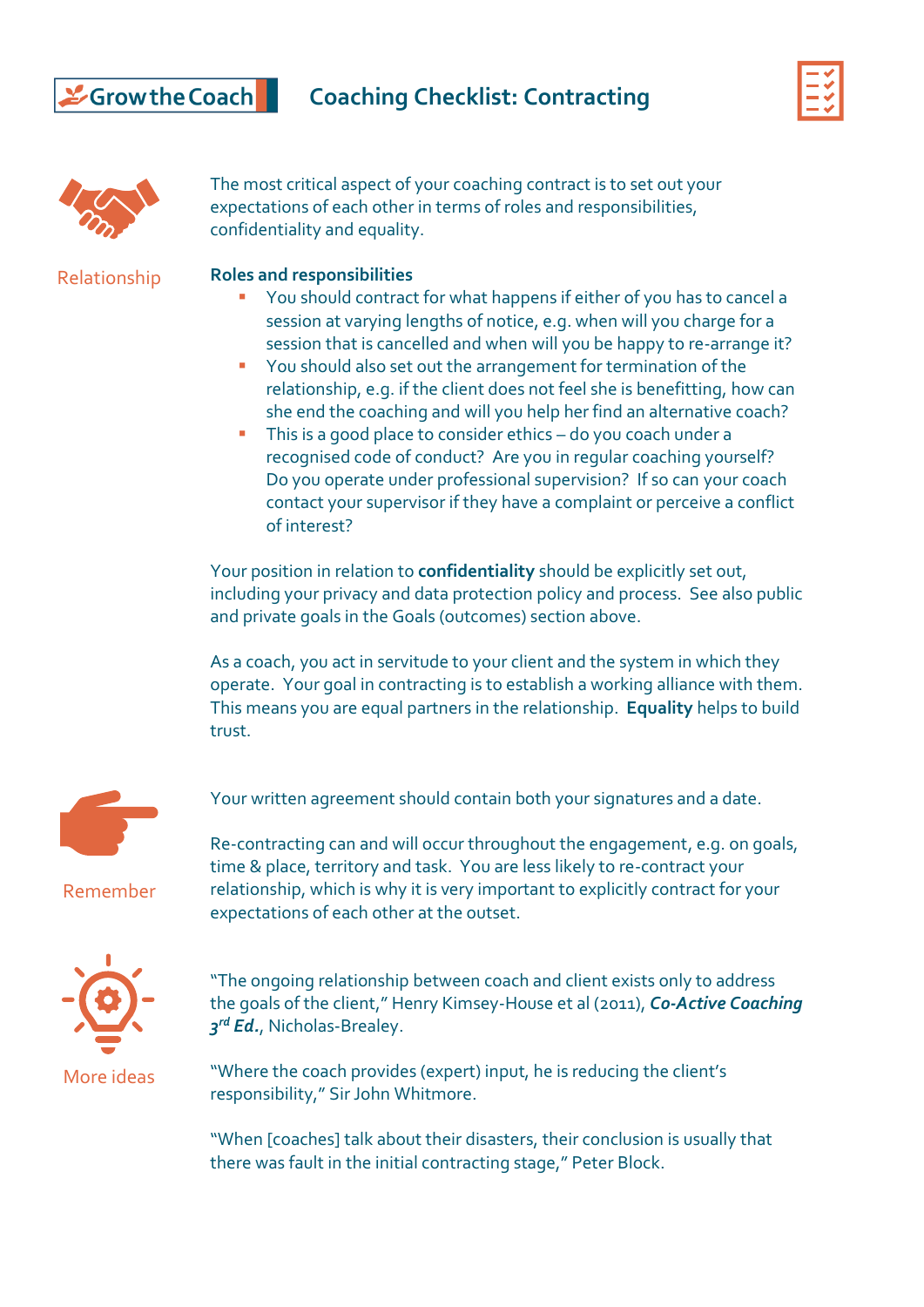# Coaching Checklist: Contracting

## Relationship

The most critical aspect of your coaching contract is to set out your expectations of each other in terms of roles and responsibilities, confidentiality and equality.

**Roles and responsibilities**

- You should contract for what happens if either of you has to cancel a session at varying lengths of notice, e.g. when will you charge for a session that is cancelled and when will you be happy to re-arrange it?
- You should also set out the arrangement for termination of the relationship, e.g. if the client does not feel she is benefitting, how can she end the coaching and will you help her find an alternative coach?
- This is a good place to consider ethics – do you coach under a recognised code of conduct? Are you in regular coaching yourself? Do you operate under professional supervision? If so can your coach contact your supervisor if they have a complaint or perceive a conflict of interest?

Your position in relation to **confidentiality** should be explicitly set out, including your privacy and data protection policy and process. See also public and private goals in the Goals (outcomes) section above.

As a coach, you act in servitude to your client and the system in which they operate. Your goal in contracting is to establish a working alliance with them. This means you are equal partners in the relationship. **Equality** helps to build trust.

## Remember

Your written agreement should contain both your signatures and a date.

Re-contracting can and will occur throughout the engagement, e.g. on goals, time & place, territory and task. You are less likely to re-contract your relationship, which is why it is very important to explicitly contract for your expectations of each other at the outset.

## More ideas

"The ongoing relationship between coach and client exists only to address the goals of the client," Henry Kimsey-House et al (2011), ***Co-Active Coaching 3rd Ed.***, Nicholas-Brealey.

"Where the coach provides (expert) input, he is reducing the client's responsibility," Sir John Whitmore.

"When [coaches] talk about their disasters, their conclusion is usually that there was fault in the initial contracting stage," Peter Block.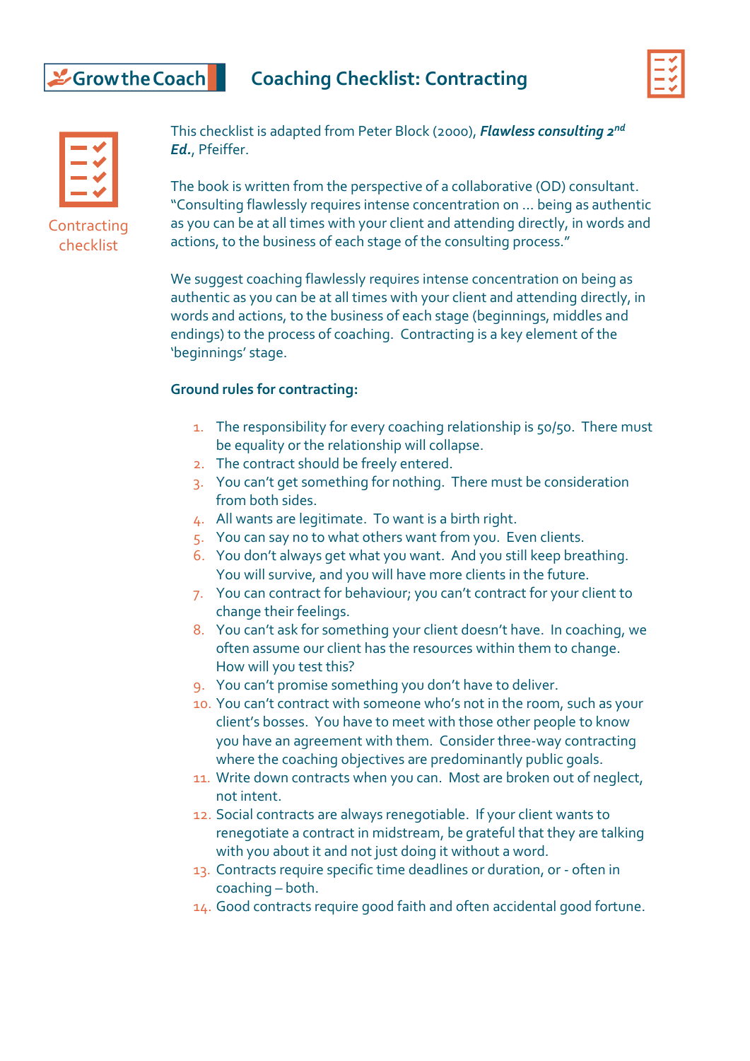Grow the Coach

# Coaching Checklist: Contracting

Contracting checklist

This checklist is adapted from Peter Block (2000), ***Flawless consulting 2nd Ed.***, Pfeiffer.

The book is written from the perspective of a collaborative (OD) consultant. "Consulting flawlessly requires intense concentration on … being as authentic as you can be at all times with your client and attending directly, in words and actions, to the business of each stage of the consulting process."

We suggest coaching flawlessly requires intense concentration on being as authentic as you can be at all times with your client and attending directly, in words and actions, to the business of each stage (beginnings, middles and endings) to the process of coaching. Contracting is a key element of the 'beginnings' stage.

**Ground rules for contracting:**

1. The responsibility for every coaching relationship is 50/50. There must be equality or the relationship will collapse.
2. The contract should be freely entered.
3. You can't get something for nothing. There must be consideration from both sides.
4. All wants are legitimate. To want is a birth right.
5. You can say no to what others want from you. Even clients.
6. You don't always get what you want. And you still keep breathing. You will survive, and you will have more clients in the future.
7. You can contract for behaviour; you can't contract for your client to change their feelings.
8. You can't ask for something your client doesn't have. In coaching, we often assume our client has the resources within them to change. How will you test this?
9. You can't promise something you don't have to deliver.
10. You can't contract with someone who's not in the room, such as your client's bosses. You have to meet with those other people to know you have an agreement with them. Consider three-way contracting where the coaching objectives are predominantly public goals.
11. Write down contracts when you can. Most are broken out of neglect, not intent.
12. Social contracts are always renegotiable. If your client wants to renegotiate a contract in midstream, be grateful that they are talking with you about it and not just doing it without a word.
13. Contracts require specific time deadlines or duration, or - often in coaching – both.
14. Good contracts require good faith and often accidental good fortune.